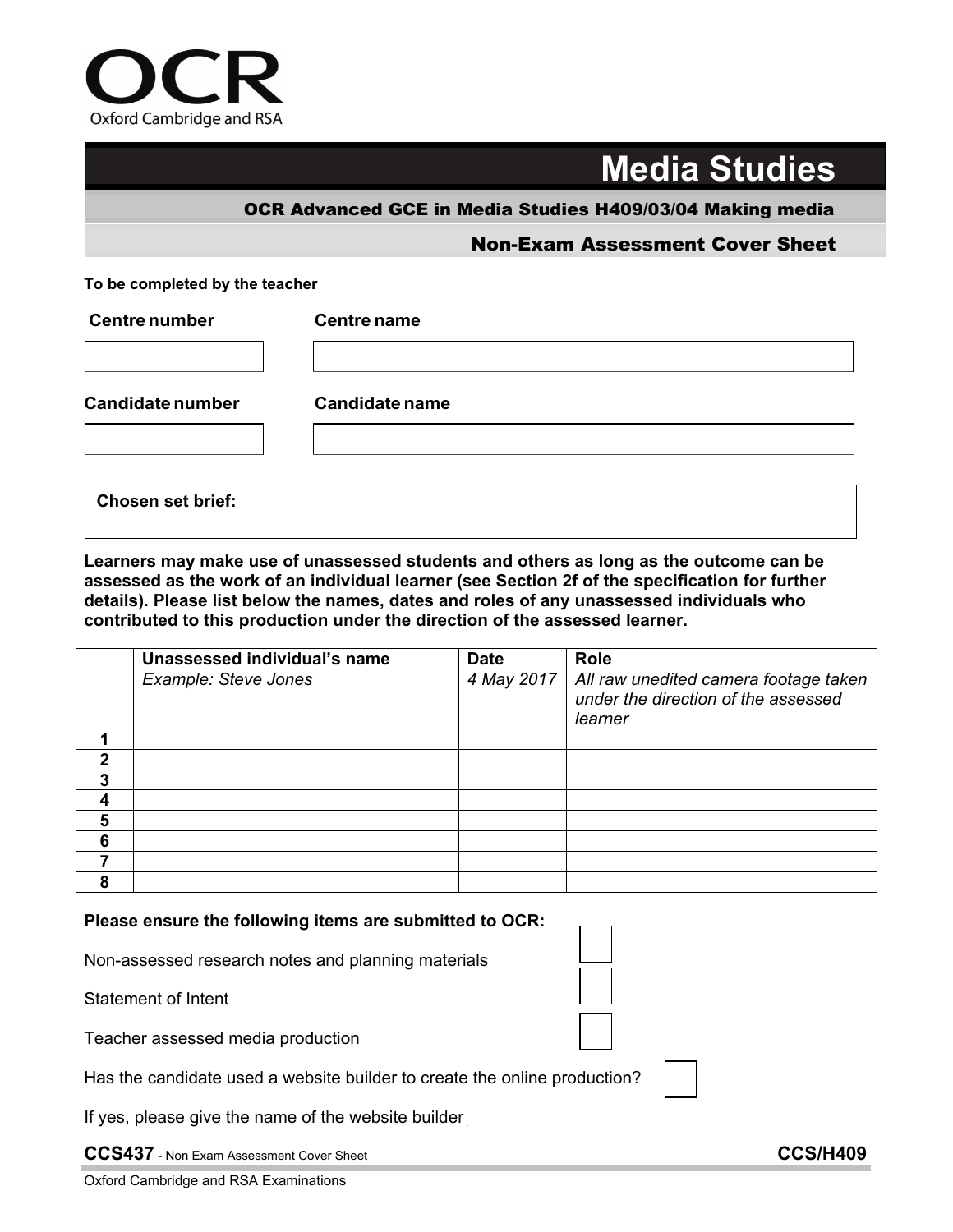OCR
Oxford Cambridge and RSA

# Media Studies

## OCR Advanced GCE in Media Studies H409/03/04 Making media

### Non-Exam Assessment Cover Sheet

**To be completed by the teacher**

**Centre number**

**Centre name**

**Candidate number**

**Candidate name**

**Chosen set brief:**

**Learners may make use of unassessed students and others as long as the outcome can be assessed as the work of an individual learner (see Section 2f of the specification for further details). Please list below the names, dates and roles of any unassessed individuals who contributed to this production under the direction of the assessed learner.**

| | Unassessed individual's name | Date | Role |
|---|---|---|---|
| | *Example: Steve Jones* | *4 May 2017* | *All raw unedited camera footage taken under the direction of the assessed learner* |
| **1** | | | |
| **2** | | | |
| **3** | | | |
| **4** | | | |
| **5** | | | |
| **6** | | | |
| **7** | | | |
| **8** | | | |

**Please ensure the following items are submitted to OCR:**

Non-assessed research notes and planning materials ☐

Statement of Intent ☐

Teacher assessed media production ☐

Has the candidate used a website builder to create the online production? ☐

If yes, please give the name of the website builder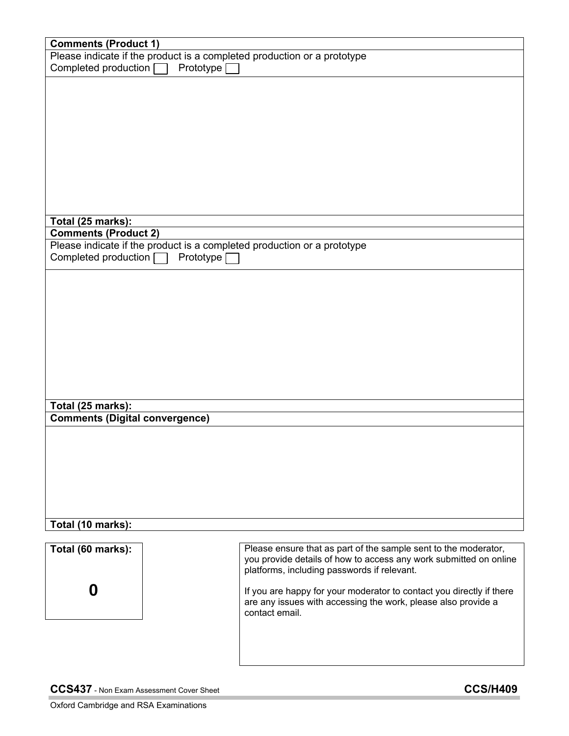| **Comments (Product 1)** |
|---|
| Please indicate if the product is a completed production or a prototype<br>Completed production ☐ Prototype ☐ |
| |
| **Total (25 marks):** |
| **Comments (Product 2)** |
| Please indicate if the product is a completed production or a prototype<br>Completed production ☐ Prototype ☐ |
| |
| **Total (25 marks):** |
| **Comments (Digital convergence)** |
| |
| **Total (10 marks):** |

| **Total (60 marks):** |
|---|
| **0** |

Please ensure that as part of the sample sent to the moderator, you provide details of how to access any work submitted on online platforms, including passwords if relevant.

If you are happy for your moderator to contact you directly if there are any issues with accessing the work, please also provide a contact email.

**CCS437** - Non Exam Assessment Cover Sheet **CCS/H409**

Oxford Cambridge and RSA Examinations